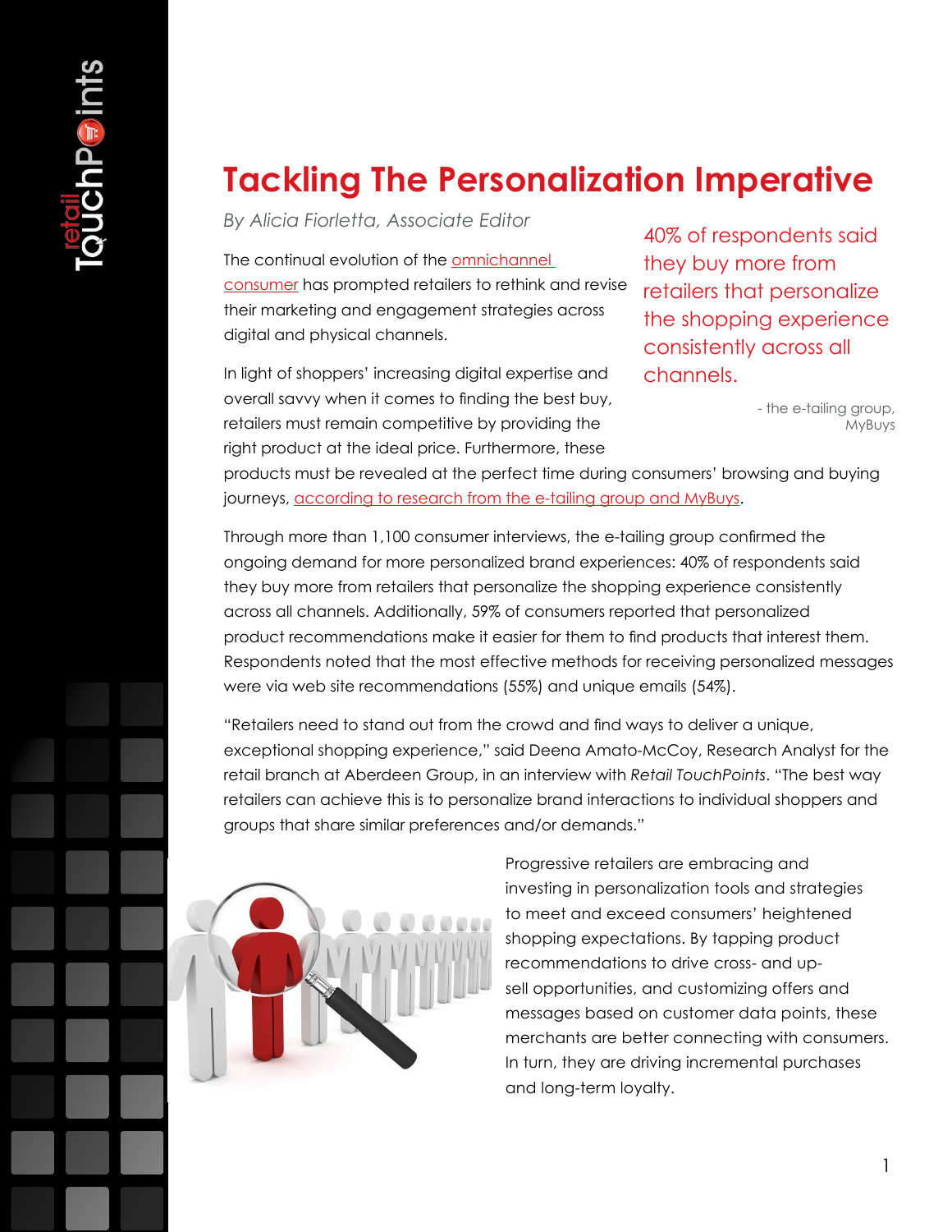# Tackling The Personalization Imperative

*By Alicia Fiorletta, Associate Editor*

The continual evolution of the omnichannel consumer has prompted retailers to rethink and revise their marketing and engagement strategies across digital and physical channels.

> 40% of respondents said they buy more from retailers that personalize the shopping experience consistently across all channels.
>
> \- the e-tailing group, MyBuys

In light of shoppers' increasing digital expertise and overall savvy when it comes to finding the best buy, retailers must remain competitive by providing the right product at the ideal price. Furthermore, these products must be revealed at the perfect time during consumers' browsing and buying journeys, according to research from the e-tailing group and MyBuys.

Through more than 1,100 consumer interviews, the e-tailing group confirmed the ongoing demand for more personalized brand experiences: 40% of respondents said they buy more from retailers that personalize the shopping experience consistently across all channels. Additionally, 59% of consumers reported that personalized product recommendations make it easier for them to find products that interest them. Respondents noted that the most effective methods for receiving personalized messages were via web site recommendations (55%) and unique emails (54%).

"Retailers need to stand out from the crowd and find ways to deliver a unique, exceptional shopping experience," said Deena Amato-McCoy, Research Analyst for the retail branch at Aberdeen Group, in an interview with *Retail TouchPoints*. "The best way retailers can achieve this is to personalize brand interactions to individual shoppers and groups that share similar preferences and/or demands."

Progressive retailers are embracing and investing in personalization tools and strategies to meet and exceed consumers' heightened shopping expectations. By tapping product recommendations to drive cross- and up-sell opportunities, and customizing offers and messages based on customer data points, these merchants are better connecting with consumers. In turn, they are driving incremental purchases and long-term loyalty.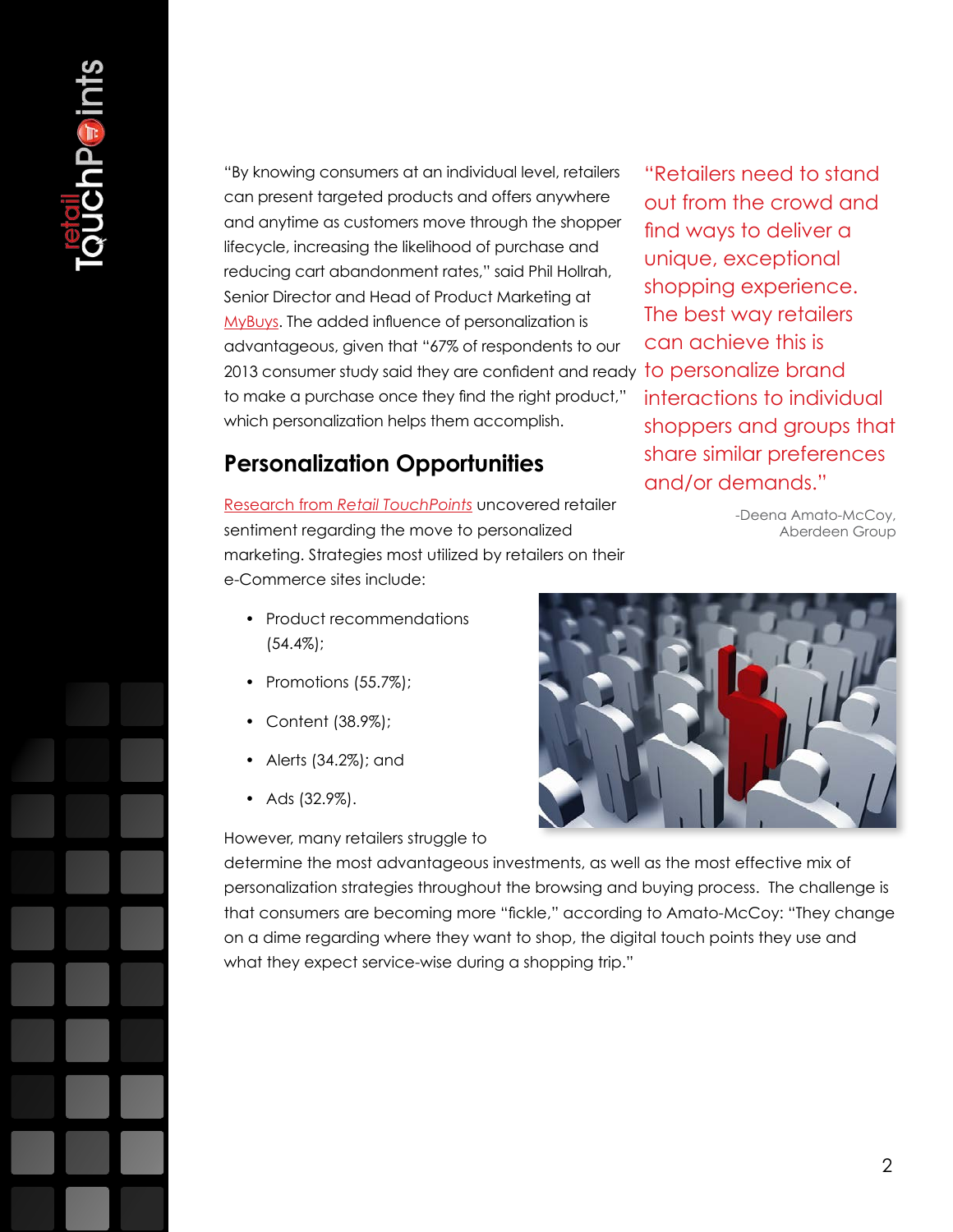"By knowing consumers at an individual level, retailers can present targeted products and offers anywhere and anytime as customers move through the shopper lifecycle, increasing the likelihood of purchase and reducing cart abandonment rates," said Phil Hollrah, Senior Director and Head of Product Marketing at MyBuys. The added influence of personalization is advantageous, given that "67% of respondents to our 2013 consumer study said they are confident and ready to make a purchase once they find the right product," which personalization helps them accomplish.

> "Retailers need to stand out from the crowd and find ways to deliver a unique, exceptional shopping experience. The best way retailers can achieve this is to personalize brand interactions to individual shoppers and groups that share similar preferences and/or demands."
>
> -Deena Amato-McCoy, Aberdeen Group

## Personalization Opportunities

Research from *Retail TouchPoints* uncovered retailer sentiment regarding the move to personalized marketing. Strategies most utilized by retailers on their e-Commerce sites include:

- Product recommendations (54.4%);
- Promotions (55.7%);
- Content (38.9%);
- Alerts (34.2%); and
- Ads (32.9%).

However, many retailers struggle to determine the most advantageous investments, as well as the most effective mix of personalization strategies throughout the browsing and buying process. The challenge is that consumers are becoming more "fickle," according to Amato-McCoy: "They change on a dime regarding where they want to shop, the digital touch points they use and what they expect service-wise during a shopping trip."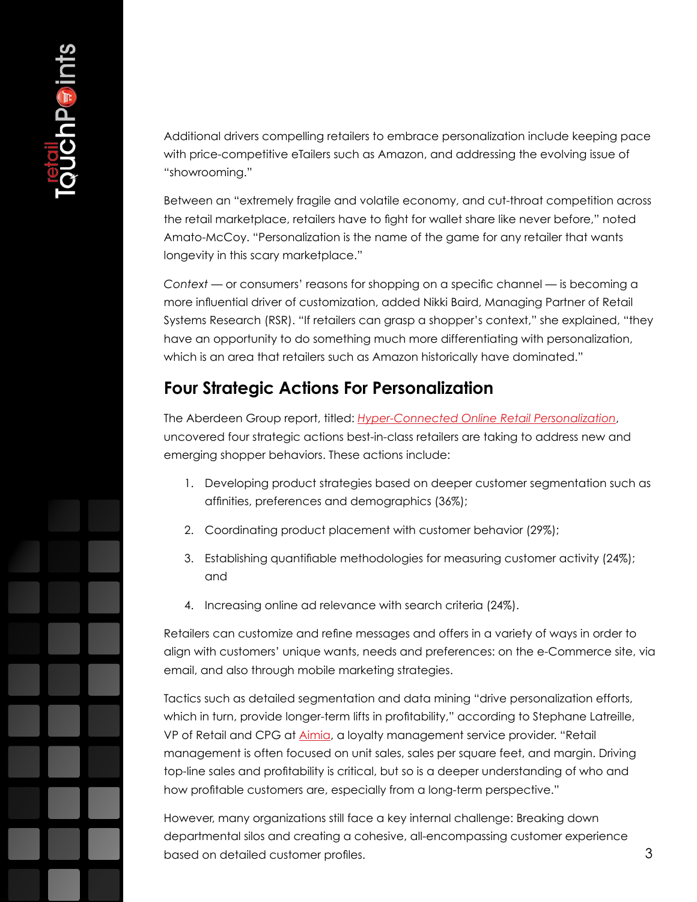Additional drivers compelling retailers to embrace personalization include keeping pace with price-competitive eTailers such as Amazon, and addressing the evolving issue of "showrooming."

Between an "extremely fragile and volatile economy, and cut-throat competition across the retail marketplace, retailers have to fight for wallet share like never before," noted Amato-McCoy. "Personalization is the name of the game for any retailer that wants longevity in this scary marketplace."

*Context* — or consumers' reasons for shopping on a specific channel — is becoming a more influential driver of customization, added Nikki Baird, Managing Partner of Retail Systems Research (RSR). "If retailers can grasp a shopper's context," she explained, "they have an opportunity to do something much more differentiating with personalization, which is an area that retailers such as Amazon historically have dominated."

## Four Strategic Actions For Personalization

The Aberdeen Group report, titled: *Hyper-Connected Online Retail Personalization*, uncovered four strategic actions best-in-class retailers are taking to address new and emerging shopper behaviors. These actions include:

1. Developing product strategies based on deeper customer segmentation such as affinities, preferences and demographics (36%);
2. Coordinating product placement with customer behavior (29%);
3. Establishing quantifiable methodologies for measuring customer activity (24%); and
4. Increasing online ad relevance with search criteria (24%).

Retailers can customize and refine messages and offers in a variety of ways in order to align with customers' unique wants, needs and preferences: on the e-Commerce site, via email, and also through mobile marketing strategies.

Tactics such as detailed segmentation and data mining "drive personalization efforts, which in turn, provide longer-term lifts in profitability," according to Stephane Latreille, VP of Retail and CPG at Aimia, a loyalty management service provider. "Retail management is often focused on unit sales, sales per square feet, and margin. Driving top-line sales and profitability is critical, but so is a deeper understanding of who and how profitable customers are, especially from a long-term perspective."

However, many organizations still face a key internal challenge: Breaking down departmental silos and creating a cohesive, all-encompassing customer experience based on detailed customer profiles.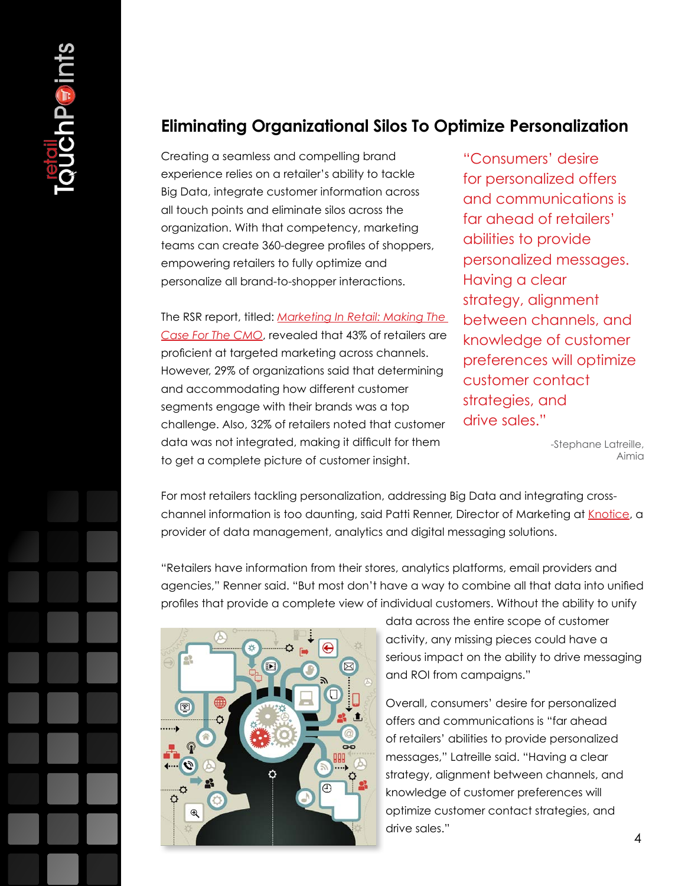## Eliminating Organizational Silos To Optimize Personalization

Creating a seamless and compelling brand experience relies on a retailer's ability to tackle Big Data, integrate customer information across all touch points and eliminate silos across the organization. With that competency, marketing teams can create 360-degree profiles of shoppers, empowering retailers to fully optimize and personalize all brand-to-shopper interactions.

The RSR report, titled: *Marketing In Retail: Making The Case For The CMO*, revealed that 43% of retailers are proficient at targeted marketing across channels. However, 29% of organizations said that determining and accommodating how different customer segments engage with their brands was a top challenge. Also, 32% of retailers noted that customer data was not integrated, making it difficult for them to get a complete picture of customer insight.

> "Consumers' desire for personalized offers and communications is far ahead of retailers' abilities to provide personalized messages. Having a clear strategy, alignment between channels, and knowledge of customer preferences will optimize customer contact strategies, and drive sales."
>
> -Stephane Latreille, Aimia

For most retailers tackling personalization, addressing Big Data and integrating cross-channel information is too daunting, said Patti Renner, Director of Marketing at Knotice, a provider of data management, analytics and digital messaging solutions.

"Retailers have information from their stores, analytics platforms, email providers and agencies," Renner said. "But most don't have a way to combine all that data into unified profiles that provide a complete view of individual customers. Without the ability to unify data across the entire scope of customer activity, any missing pieces could have a serious impact on the ability to drive messaging and ROI from campaigns."

Overall, consumers' desire for personalized offers and communications is "far ahead of retailers' abilities to provide personalized messages," Latreille said. "Having a clear strategy, alignment between channels, and knowledge of customer preferences will optimize customer contact strategies, and drive sales."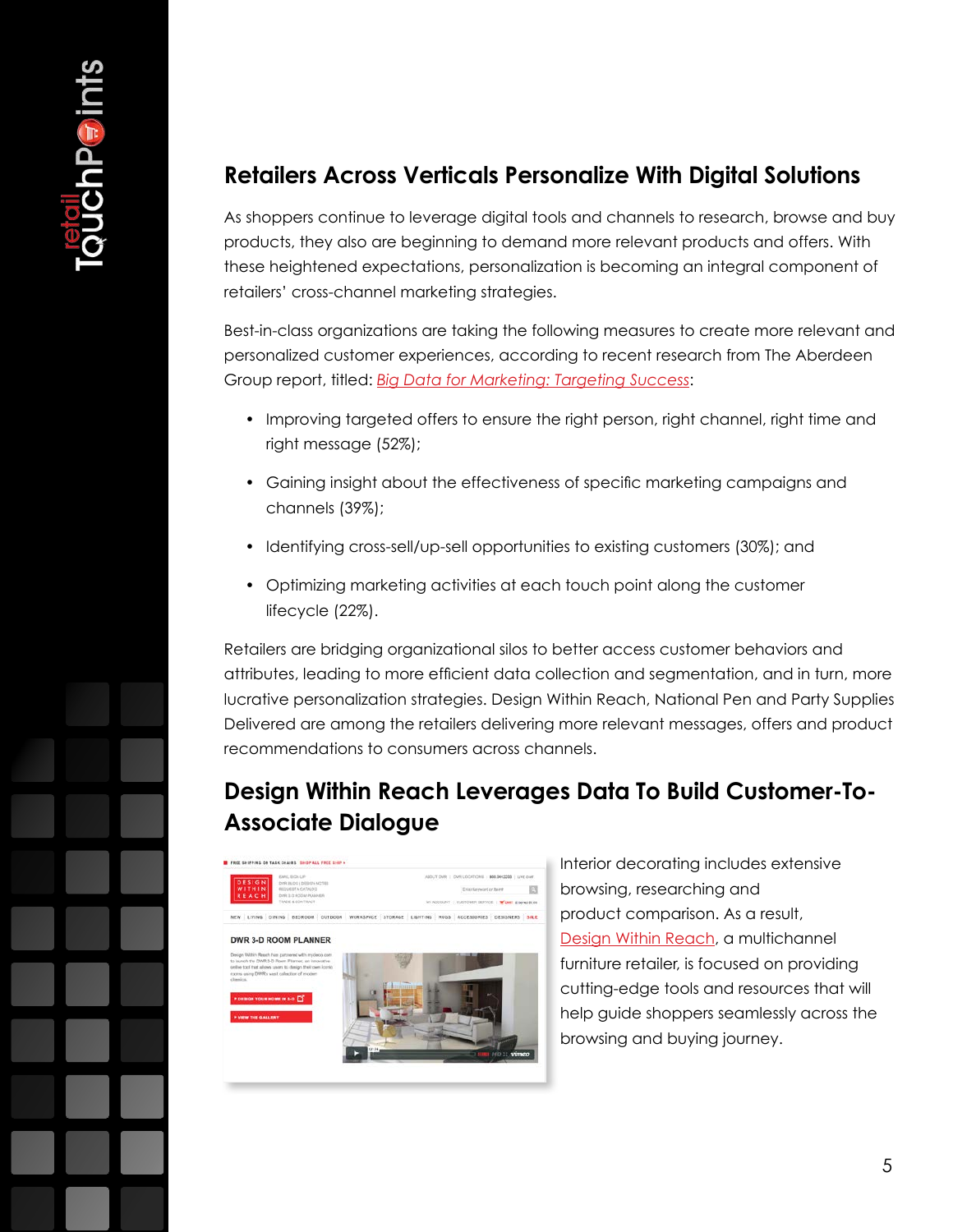## Retailers Across Verticals Personalize With Digital Solutions

As shoppers continue to leverage digital tools and channels to research, browse and buy products, they also are beginning to demand more relevant products and offers. With these heightened expectations, personalization is becoming an integral component of retailers' cross-channel marketing strategies.

Best-in-class organizations are taking the following measures to create more relevant and personalized customer experiences, according to recent research from The Aberdeen Group report, titled: *Big Data for Marketing: Targeting Success*:

- Improving targeted offers to ensure the right person, right channel, right time and right message (52%);
- Gaining insight about the effectiveness of specific marketing campaigns and channels (39%);
- Identifying cross-sell/up-sell opportunities to existing customers (30%); and
- Optimizing marketing activities at each touch point along the customer lifecycle (22%).

Retailers are bridging organizational silos to better access customer behaviors and attributes, leading to more efficient data collection and segmentation, and in turn, more lucrative personalization strategies. Design Within Reach, National Pen and Party Supplies Delivered are among the retailers delivering more relevant messages, offers and product recommendations to consumers across channels.

## Design Within Reach Leverages Data To Build Customer-To-Associate Dialogue

Interior decorating includes extensive browsing, researching and product comparison. As a result, Design Within Reach, a multichannel furniture retailer, is focused on providing cutting-edge tools and resources that will help guide shoppers seamlessly across the browsing and buying journey.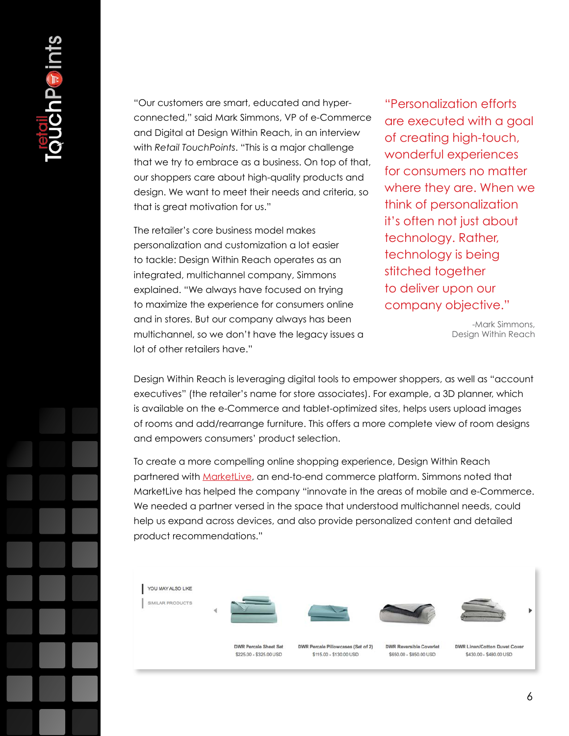"Our customers are smart, educated and hyper-connected," said Mark Simmons, VP of e-Commerce and Digital at Design Within Reach, in an interview with *Retail TouchPoints*. "This is a major challenge that we try to embrace as a business. On top of that, our shoppers care about high-quality products and design. We want to meet their needs and criteria, so that is great motivation for us."

The retailer's core business model makes personalization and customization a lot easier to tackle: Design Within Reach operates as an integrated, multichannel company, Simmons explained. "We always have focused on trying to maximize the experience for consumers online and in stores. But our company always has been multichannel, so we don't have the legacy issues a lot of other retailers have."

> "Personalization efforts are executed with a goal of creating high-touch, wonderful experiences for consumers no matter where they are. When we think of personalization it's often not just about technology. Rather, technology is being stitched together to deliver upon our company objective."
>
> -Mark Simmons, Design Within Reach

Design Within Reach is leveraging digital tools to empower shoppers, as well as "account executives" (the retailer's name for store associates). For example, a 3D planner, which is available on the e-Commerce and tablet-optimized sites, helps users upload images of rooms and add/rearrange furniture. This offers a more complete view of room designs and empowers consumers' product selection.

To create a more compelling online shopping experience, Design Within Reach partnered with MarketLive, an end-to-end commerce platform. Simmons noted that MarketLive has helped the company "innovate in the areas of mobile and e-Commerce. We needed a partner versed in the space that understood multichannel needs, could help us expand across devices, and also provide personalized content and detailed product recommendations."

YOU MAY ALSO LIKE
SIMILAR PRODUCTS

| DWR Percale Sheet Set | DWR Percale Pillowcases (Set of 2) | DWR Reversible Coverlet | DWR Linen/Cotton Duvet Cover |
|---|---|---|---|
| $225.00 - $325.00 USD | $115.00 - $130.00 USD | $650.00 - $850.00 USD | $430.00 - $480.00 USD |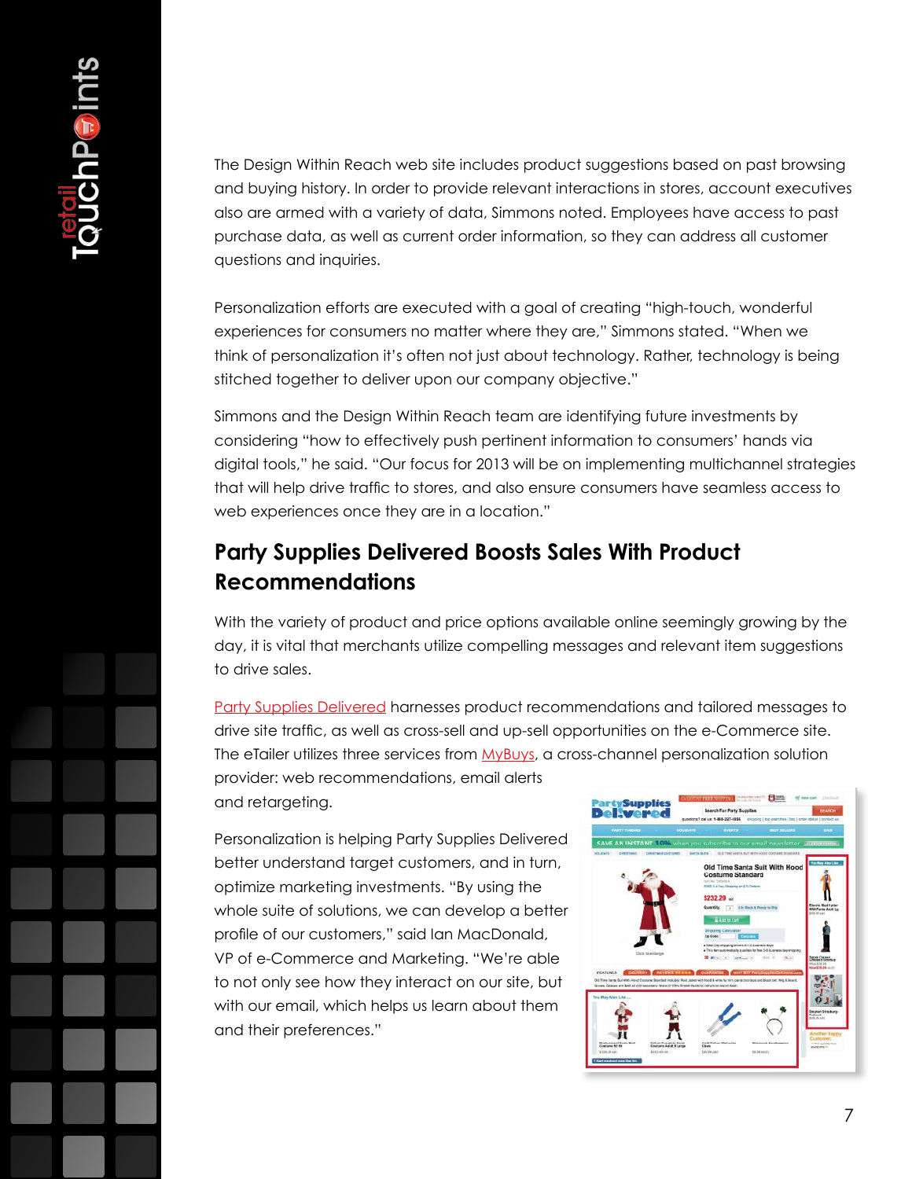The Design Within Reach web site includes product suggestions based on past browsing and buying history. In order to provide relevant interactions in stores, account executives also are armed with a variety of data, Simmons noted. Employees have access to past purchase data, as well as current order information, so they can address all customer questions and inquiries.

Personalization efforts are executed with a goal of creating "high-touch, wonderful experiences for consumers no matter where they are," Simmons stated. "When we think of personalization it's often not just about technology. Rather, technology is being stitched together to deliver upon our company objective."

Simmons and the Design Within Reach team are identifying future investments by considering "how to effectively push pertinent information to consumers' hands via digital tools," he said. "Our focus for 2013 will be on implementing multichannel strategies that will help drive traffic to stores, and also ensure consumers have seamless access to web experiences once they are in a location."

## Party Supplies Delivered Boosts Sales With Product Recommendations

With the variety of product and price options available online seemingly growing by the day, it is vital that merchants utilize compelling messages and relevant item suggestions to drive sales.

Party Supplies Delivered harnesses product recommendations and tailored messages to drive site traffic, as well as cross-sell and up-sell opportunities on the e-Commerce site. The eTailer utilizes three services from MyBuys, a cross-channel personalization solution provider: web recommendations, email alerts and retargeting.

Personalization is helping Party Supplies Delivered better understand target customers, and in turn, optimize marketing investments. "By using the whole suite of solutions, we can develop a better profile of our customers," said Ian MacDonald, VP of e-Commerce and Marketing. "We're able to not only see how they interact on our site, but with our email, which helps us learn about them and their preferences."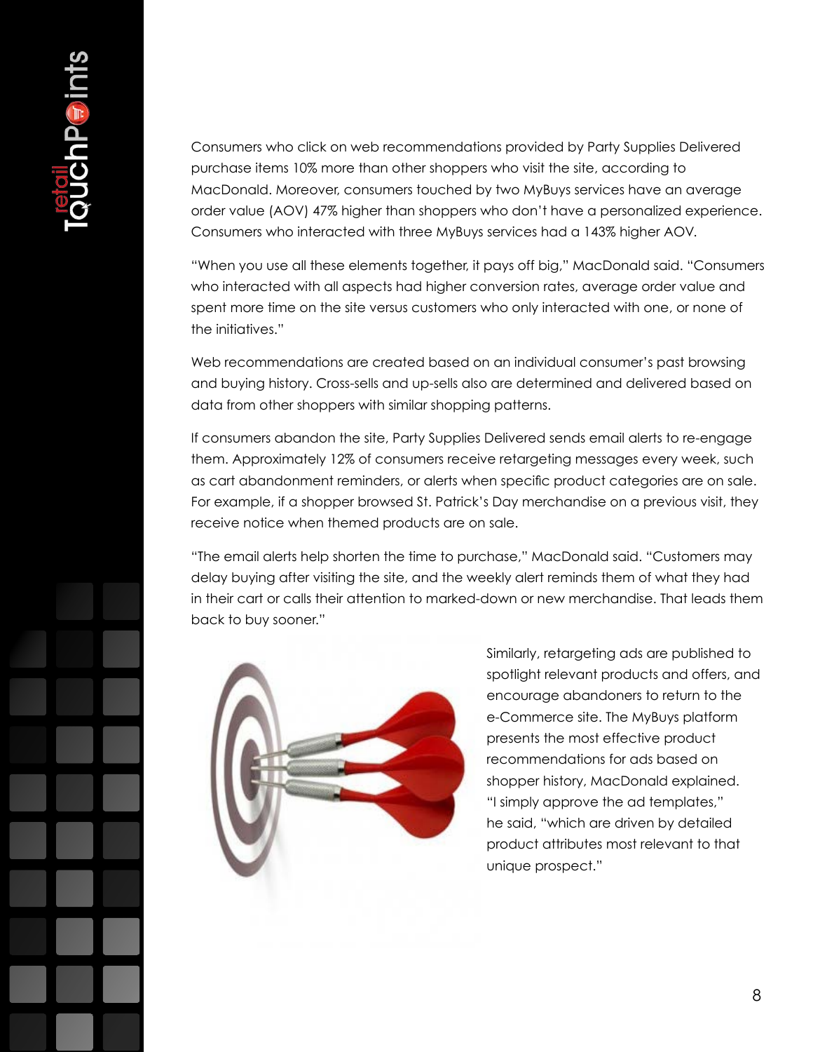Consumers who click on web recommendations provided by Party Supplies Delivered purchase items 10% more than other shoppers who visit the site, according to MacDonald. Moreover, consumers touched by two MyBuys services have an average order value (AOV) 47% higher than shoppers who don't have a personalized experience. Consumers who interacted with three MyBuys services had a 143% higher AOV.

"When you use all these elements together, it pays off big," MacDonald said. "Consumers who interacted with all aspects had higher conversion rates, average order value and spent more time on the site versus customers who only interacted with one, or none of the initiatives."

Web recommendations are created based on an individual consumer's past browsing and buying history. Cross-sells and up-sells also are determined and delivered based on data from other shoppers with similar shopping patterns.

If consumers abandon the site, Party Supplies Delivered sends email alerts to re-engage them. Approximately 12% of consumers receive retargeting messages every week, such as cart abandonment reminders, or alerts when specific product categories are on sale. For example, if a shopper browsed St. Patrick's Day merchandise on a previous visit, they receive notice when themed products are on sale.

"The email alerts help shorten the time to purchase," MacDonald said. "Customers may delay buying after visiting the site, and the weekly alert reminds them of what they had in their cart or calls their attention to marked-down or new merchandise. That leads them back to buy sooner."

Similarly, retargeting ads are published to spotlight relevant products and offers, and encourage abandoners to return to the e-Commerce site. The MyBuys platform presents the most effective product recommendations for ads based on shopper history, MacDonald explained. "I simply approve the ad templates," he said, "which are driven by detailed product attributes most relevant to that unique prospect."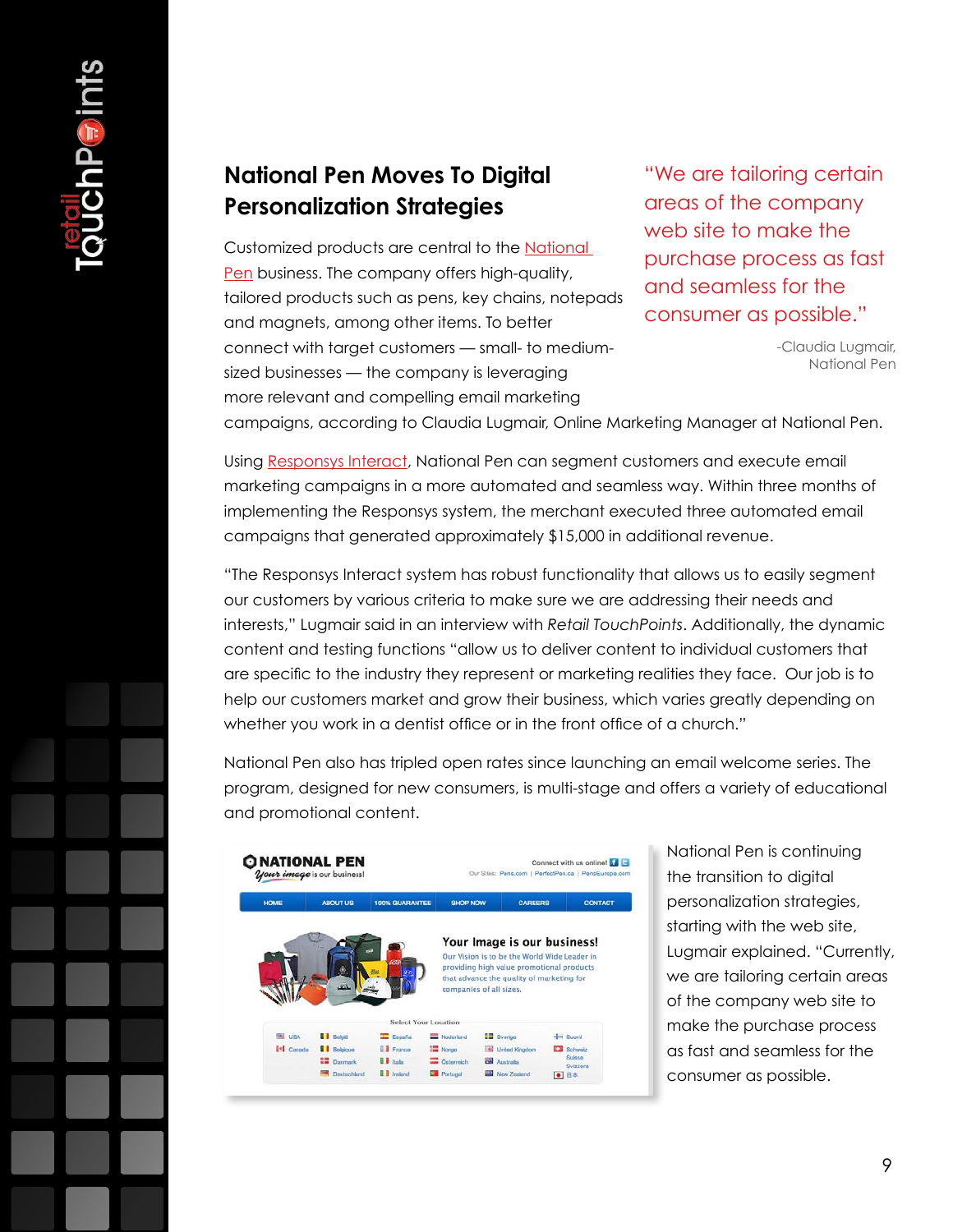## National Pen Moves To Digital Personalization Strategies

> "We are tailoring certain areas of the company web site to make the purchase process as fast and seamless for the consumer as possible."
>
> -Claudia Lugmair, National Pen

Customized products are central to the National Pen business. The company offers high-quality, tailored products such as pens, key chains, notepads and magnets, among other items. To better connect with target customers — small- to medium-sized businesses — the company is leveraging more relevant and compelling email marketing campaigns, according to Claudia Lugmair, Online Marketing Manager at National Pen.

Using Responsys Interact, National Pen can segment customers and execute email marketing campaigns in a more automated and seamless way. Within three months of implementing the Responsys system, the merchant executed three automated email campaigns that generated approximately $15,000 in additional revenue.

"The Responsys Interact system has robust functionality that allows us to easily segment our customers by various criteria to make sure we are addressing their needs and interests," Lugmair said in an interview with *Retail TouchPoints*. Additionally, the dynamic content and testing functions "allow us to deliver content to individual customers that are specific to the industry they represent or marketing realities they face. Our job is to help our customers market and grow their business, which varies greatly depending on whether you work in a dentist office or in the front office of a church."

National Pen also has tripled open rates since launching an email welcome series. The program, designed for new consumers, is multi-stage and offers a variety of educational and promotional content.

National Pen is continuing the transition to digital personalization strategies, starting with the web site, Lugmair explained. "Currently, we are tailoring certain areas of the company web site to make the purchase process as fast and seamless for the consumer as possible.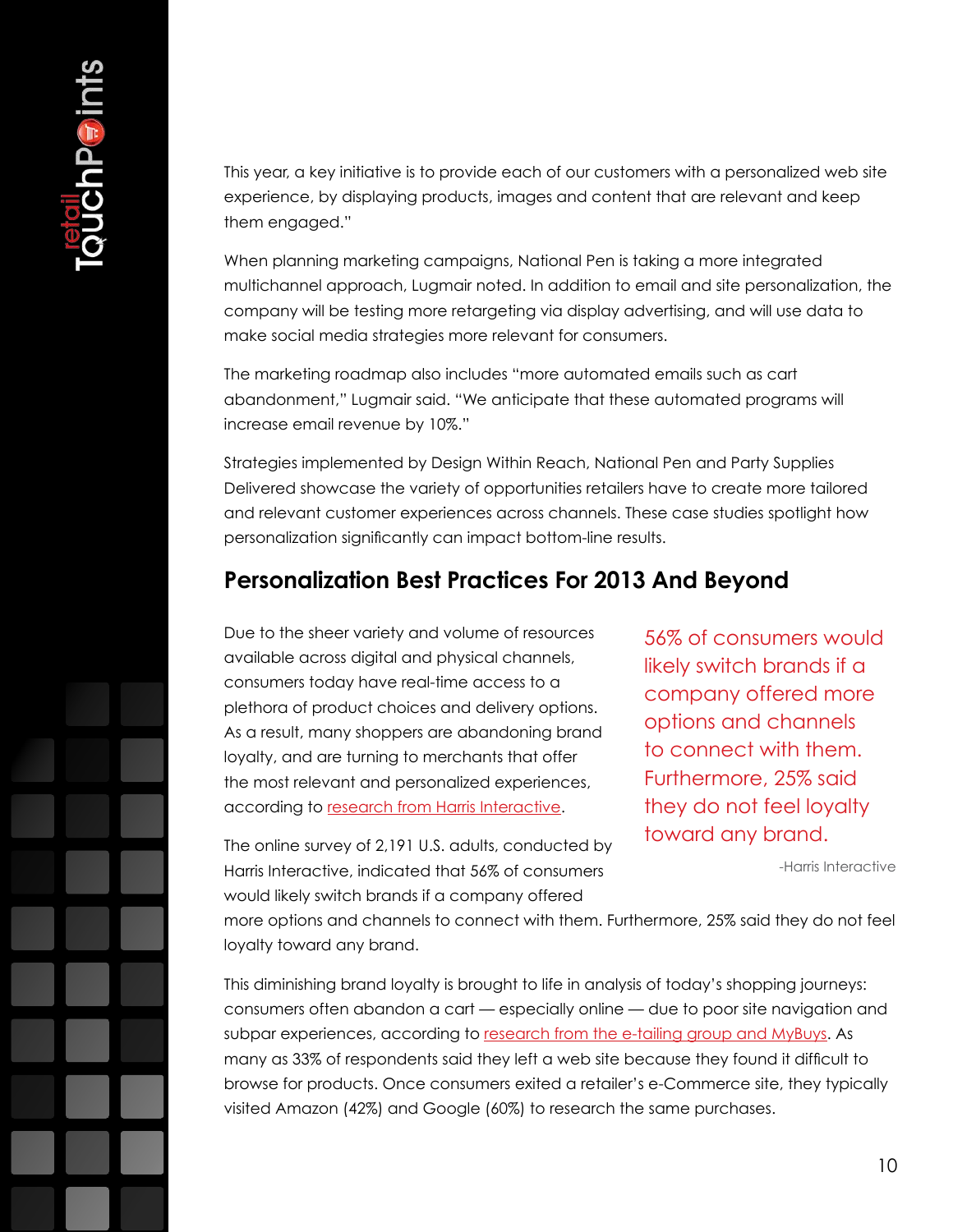This year, a key initiative is to provide each of our customers with a personalized web site experience, by displaying products, images and content that are relevant and keep them engaged."

When planning marketing campaigns, National Pen is taking a more integrated multichannel approach, Lugmair noted. In addition to email and site personalization, the company will be testing more retargeting via display advertising, and will use data to make social media strategies more relevant for consumers.

The marketing roadmap also includes "more automated emails such as cart abandonment," Lugmair said. "We anticipate that these automated programs will increase email revenue by 10%."

Strategies implemented by Design Within Reach, National Pen and Party Supplies Delivered showcase the variety of opportunities retailers have to create more tailored and relevant customer experiences across channels. These case studies spotlight how personalization significantly can impact bottom-line results.

## Personalization Best Practices For 2013 And Beyond

Due to the sheer variety and volume of resources available across digital and physical channels, consumers today have real-time access to a plethora of product choices and delivery options. As a result, many shoppers are abandoning brand loyalty, and are turning to merchants that offer the most relevant and personalized experiences, according to research from Harris Interactive.

The online survey of 2,191 U.S. adults, conducted by Harris Interactive, indicated that 56% of consumers would likely switch brands if a company offered more options and channels to connect with them. Furthermore, 25% said they do not feel loyalty toward any brand.

> 56% of consumers would likely switch brands if a company offered more options and channels to connect with them. Furthermore, 25% said they do not feel loyalty toward any brand.
>
> -Harris Interactive

This diminishing brand loyalty is brought to life in analysis of today's shopping journeys: consumers often abandon a cart — especially online — due to poor site navigation and subpar experiences, according to research from the e-tailing group and MyBuys. As many as 33% of respondents said they left a web site because they found it difficult to browse for products. Once consumers exited a retailer's e-Commerce site, they typically visited Amazon (42%) and Google (60%) to research the same purchases.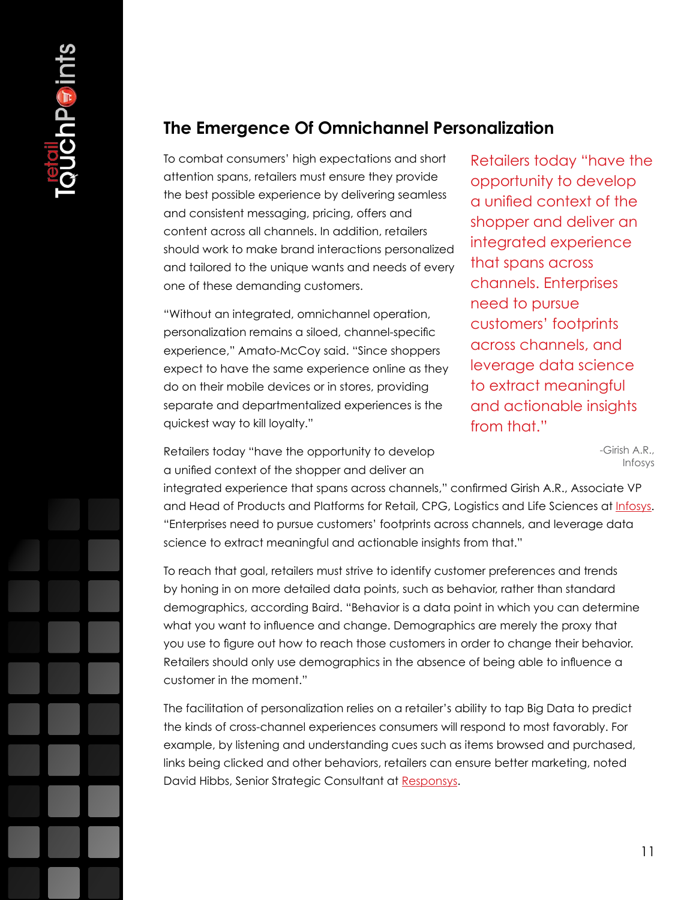## The Emergence Of Omnichannel Personalization

To combat consumers' high expectations and short attention spans, retailers must ensure they provide the best possible experience by delivering seamless and consistent messaging, pricing, offers and content across all channels. In addition, retailers should work to make brand interactions personalized and tailored to the unique wants and needs of every one of these demanding customers.

"Without an integrated, omnichannel operation, personalization remains a siloed, channel-specific experience," Amato-McCoy said. "Since shoppers expect to have the same experience online as they do on their mobile devices or in stores, providing separate and departmentalized experiences is the quickest way to kill loyalty."

> Retailers today "have the opportunity to develop a unified context of the shopper and deliver an integrated experience that spans across channels. Enterprises need to pursue customers' footprints across channels, and leverage data science to extract meaningful and actionable insights from that."
>
> -Girish A.R., Infosys

Retailers today "have the opportunity to develop a unified context of the shopper and deliver an integrated experience that spans across channels," confirmed Girish A.R., Associate VP and Head of Products and Platforms for Retail, CPG, Logistics and Life Sciences at Infosys. "Enterprises need to pursue customers' footprints across channels, and leverage data science to extract meaningful and actionable insights from that."

To reach that goal, retailers must strive to identify customer preferences and trends by honing in on more detailed data points, such as behavior, rather than standard demographics, according Baird. "Behavior is a data point in which you can determine what you want to influence and change. Demographics are merely the proxy that you use to figure out how to reach those customers in order to change their behavior. Retailers should only use demographics in the absence of being able to influence a customer in the moment."

The facilitation of personalization relies on a retailer's ability to tap Big Data to predict the kinds of cross-channel experiences consumers will respond to most favorably. For example, by listening and understanding cues such as items browsed and purchased, links being clicked and other behaviors, retailers can ensure better marketing, noted David Hibbs, Senior Strategic Consultant at Responsys.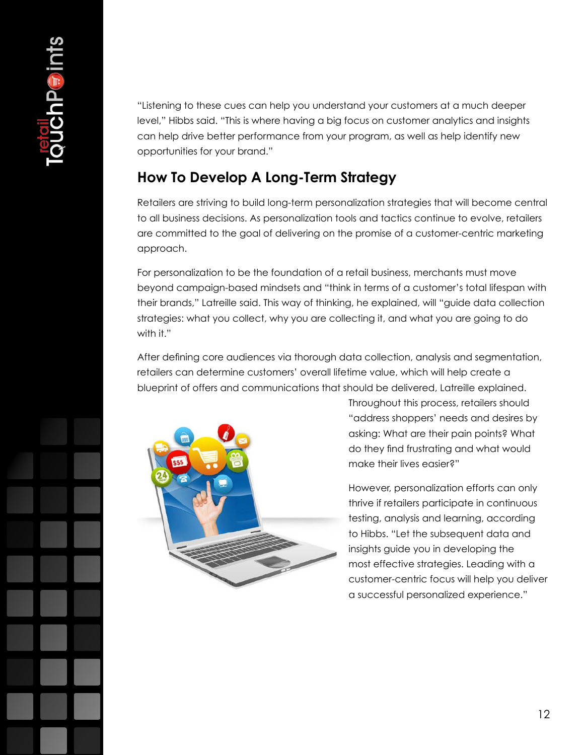"Listening to these cues can help you understand your customers at a much deeper level," Hibbs said. "This is where having a big focus on customer analytics and insights can help drive better performance from your program, as well as help identify new opportunities for your brand."

## How To Develop A Long-Term Strategy

Retailers are striving to build long-term personalization strategies that will become central to all business decisions. As personalization tools and tactics continue to evolve, retailers are committed to the goal of delivering on the promise of a customer-centric marketing approach.

For personalization to be the foundation of a retail business, merchants must move beyond campaign-based mindsets and "think in terms of a customer's total lifespan with their brands," Latreille said. This way of thinking, he explained, will "guide data collection strategies: what you collect, why you are collecting it, and what you are going to do with it."

After defining core audiences via thorough data collection, analysis and segmentation, retailers can determine customers' overall lifetime value, which will help create a blueprint of offers and communications that should be delivered, Latreille explained. Throughout this process, retailers should "address shoppers' needs and desires by asking: What are their pain points? What do they find frustrating and what would make their lives easier?"

However, personalization efforts can only thrive if retailers participate in continuous testing, analysis and learning, according to Hibbs. "Let the subsequent data and insights guide you in developing the most effective strategies. Leading with a customer-centric focus will help you deliver a successful personalized experience."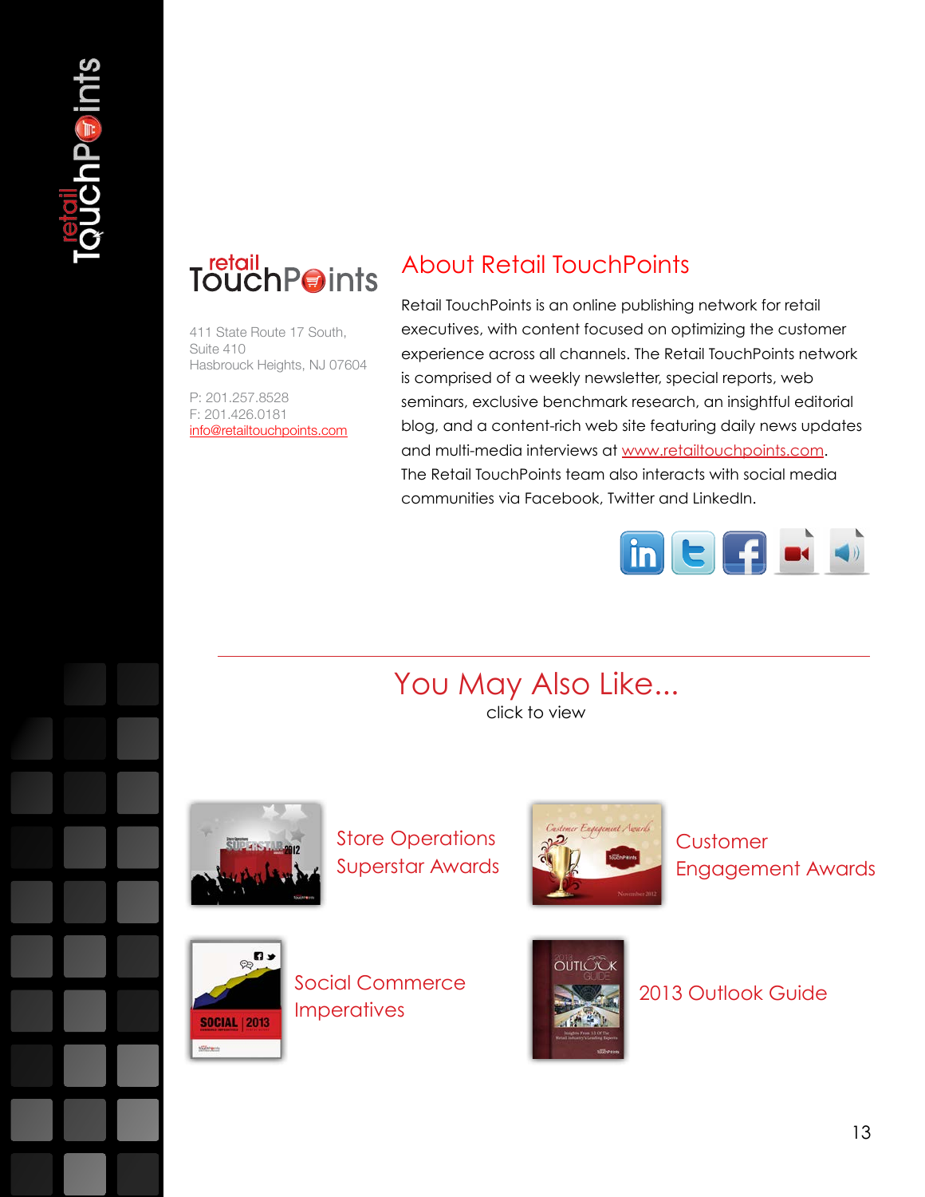retail TouchPoints

411 State Route 17 South,
Suite 410
Hasbrouck Heights, NJ 07604

P: 201.257.8528
F: 201.426.0181
info@retailtouchpoints.com

## About Retail TouchPoints

Retail TouchPoints is an online publishing network for retail executives, with content focused on optimizing the customer experience across all channels. The Retail TouchPoints network is comprised of a weekly newsletter, special reports, web seminars, exclusive benchmark research, an insightful editorial blog, and a content-rich web site featuring daily news updates and multi-media interviews at www.retailtouchpoints.com. The Retail TouchPoints team also interacts with social media communities via Facebook, Twitter and LinkedIn.

## You May Also Like...

click to view

Store Operations Superstar Awards

Customer Engagement Awards

Social Commerce Imperatives

2013 Outlook Guide